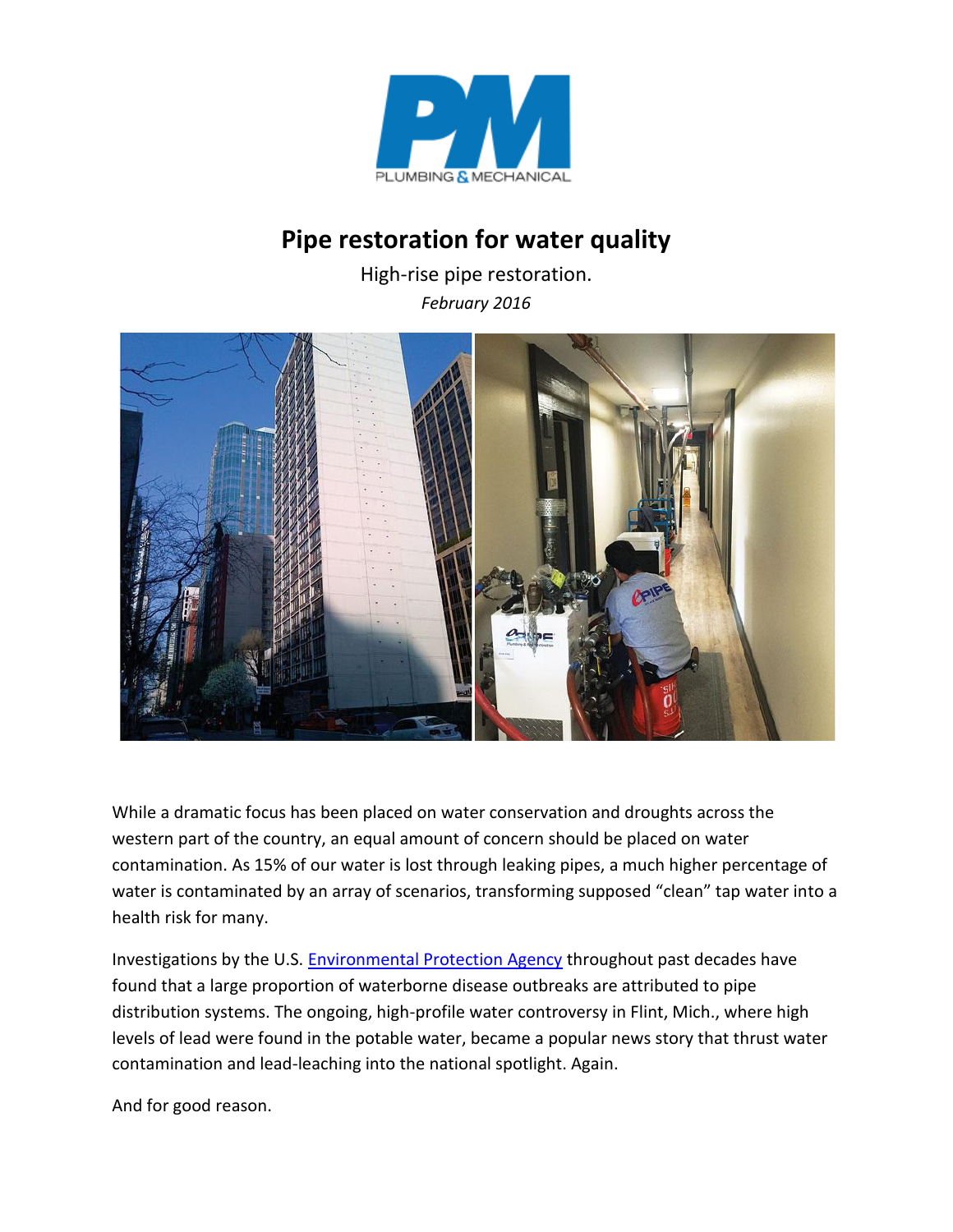# Pipe restoration for water quality

High-rise pipe restoration.

*February 2016*

While a dramatic focus has been placed on water conservation and droughts across the western part of the country, an equal amount of concern should be placed on water contamination. As 15% of our water is lost through leaking pipes, a much higher percentage of water is contaminated by an array of scenarios, transforming supposed "clean" tap water into a health risk for many.

Investigations by the U.S. Environmental Protection Agency throughout past decades have found that a large proportion of waterborne disease outbreaks are attributed to pipe distribution systems. The ongoing, high-profile water controversy in Flint, Mich., where high levels of lead were found in the potable water, became a popular news story that thrust water contamination and lead-leaching into the national spotlight. Again.

And for good reason.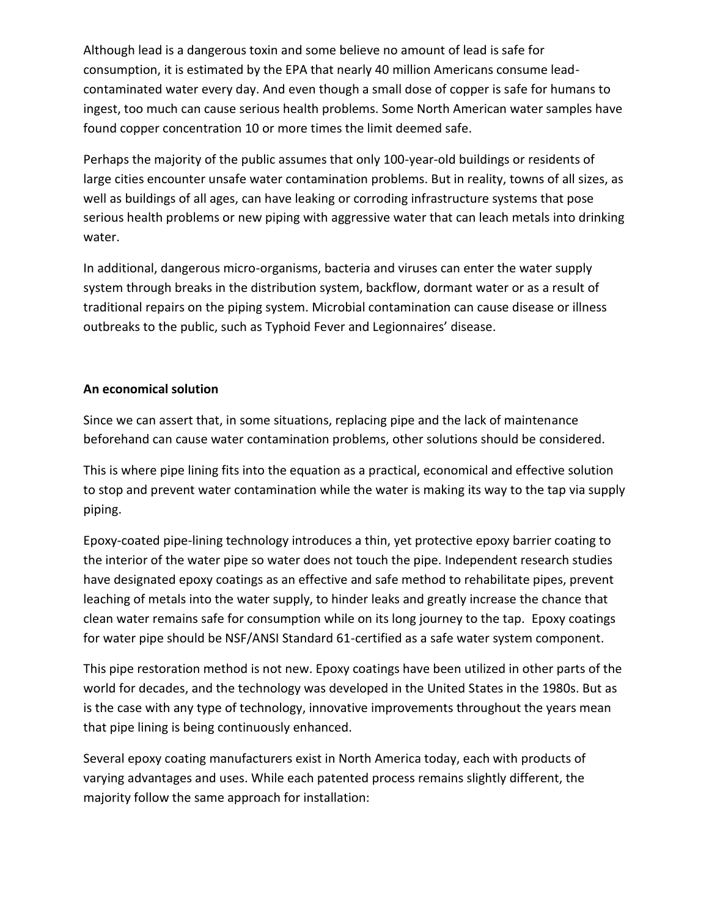Although lead is a dangerous toxin and some believe no amount of lead is safe for consumption, it is estimated by the EPA that nearly 40 million Americans consume lead-contaminated water every day. And even though a small dose of copper is safe for humans to ingest, too much can cause serious health problems. Some North American water samples have found copper concentration 10 or more times the limit deemed safe.

Perhaps the majority of the public assumes that only 100-year-old buildings or residents of large cities encounter unsafe water contamination problems. But in reality, towns of all sizes, as well as buildings of all ages, can have leaking or corroding infrastructure systems that pose serious health problems or new piping with aggressive water that can leach metals into drinking water.

In additional, dangerous micro-organisms, bacteria and viruses can enter the water supply system through breaks in the distribution system, backflow, dormant water or as a result of traditional repairs on the piping system. Microbial contamination can cause disease or illness outbreaks to the public, such as Typhoid Fever and Legionnaires' disease.

**An economical solution**

Since we can assert that, in some situations, replacing pipe and the lack of maintenance beforehand can cause water contamination problems, other solutions should be considered.

This is where pipe lining fits into the equation as a practical, economical and effective solution to stop and prevent water contamination while the water is making its way to the tap via supply piping.

Epoxy-coated pipe-lining technology introduces a thin, yet protective epoxy barrier coating to the interior of the water pipe so water does not touch the pipe. Independent research studies have designated epoxy coatings as an effective and safe method to rehabilitate pipes, prevent leaching of metals into the water supply, to hinder leaks and greatly increase the chance that clean water remains safe for consumption while on its long journey to the tap. Epoxy coatings for water pipe should be NSF/ANSI Standard 61-certified as a safe water system component.

This pipe restoration method is not new. Epoxy coatings have been utilized in other parts of the world for decades, and the technology was developed in the United States in the 1980s. But as is the case with any type of technology, innovative improvements throughout the years mean that pipe lining is being continuously enhanced.

Several epoxy coating manufacturers exist in North America today, each with products of varying advantages and uses. While each patented process remains slightly different, the majority follow the same approach for installation: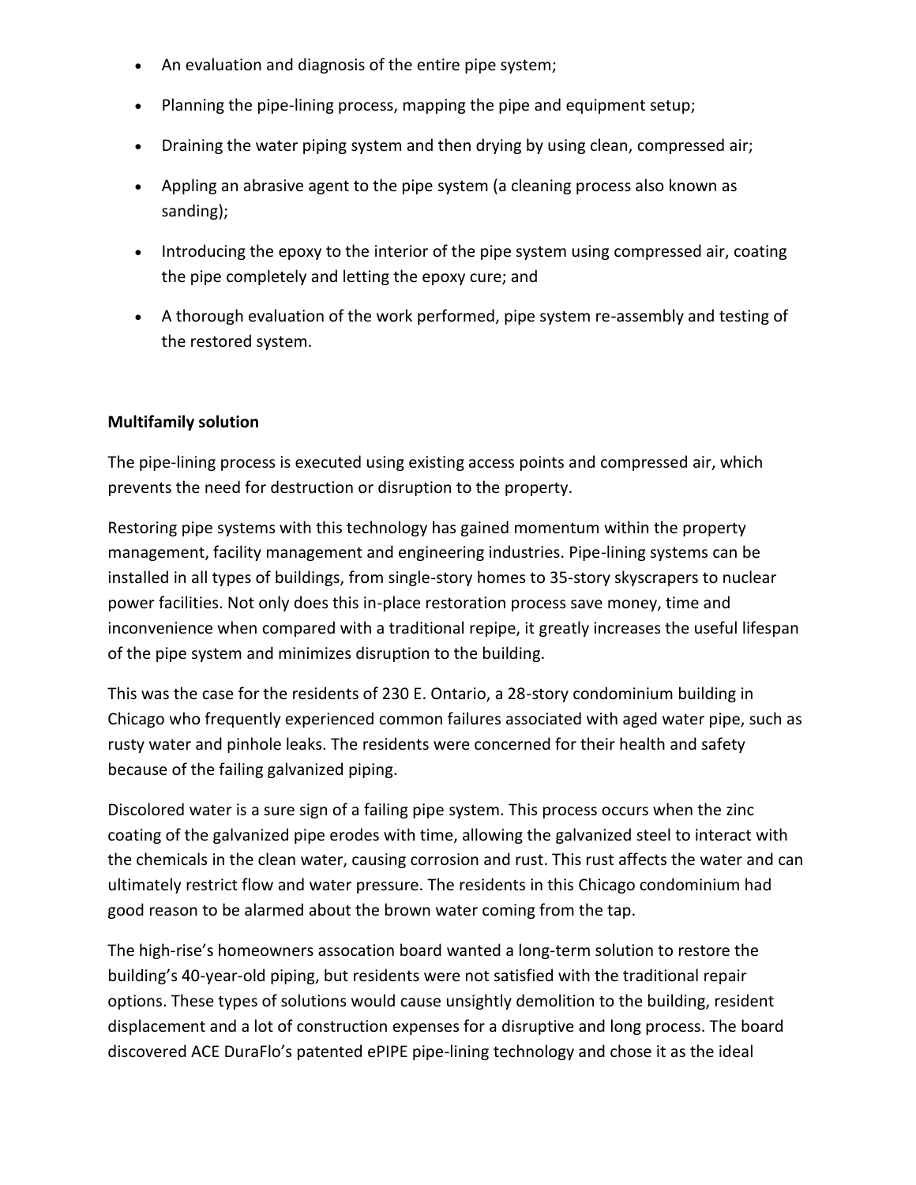- An evaluation and diagnosis of the entire pipe system;
- Planning the pipe-lining process, mapping the pipe and equipment setup;
- Draining the water piping system and then drying by using clean, compressed air;
- Appling an abrasive agent to the pipe system (a cleaning process also known as sanding);
- Introducing the epoxy to the interior of the pipe system using compressed air, coating the pipe completely and letting the epoxy cure; and
- A thorough evaluation of the work performed, pipe system re-assembly and testing of the restored system.

**Multifamily solution**

The pipe-lining process is executed using existing access points and compressed air, which prevents the need for destruction or disruption to the property.

Restoring pipe systems with this technology has gained momentum within the property management, facility management and engineering industries. Pipe-lining systems can be installed in all types of buildings, from single-story homes to 35-story skyscrapers to nuclear power facilities. Not only does this in-place restoration process save money, time and inconvenience when compared with a traditional repipe, it greatly increases the useful lifespan of the pipe system and minimizes disruption to the building.

This was the case for the residents of 230 E. Ontario, a 28-story condominium building in Chicago who frequently experienced common failures associated with aged water pipe, such as rusty water and pinhole leaks. The residents were concerned for their health and safety because of the failing galvanized piping.

Discolored water is a sure sign of a failing pipe system. This process occurs when the zinc coating of the galvanized pipe erodes with time, allowing the galvanized steel to interact with the chemicals in the clean water, causing corrosion and rust. This rust affects the water and can ultimately restrict flow and water pressure. The residents in this Chicago condominium had good reason to be alarmed about the brown water coming from the tap.

The high-rise's homeowners assocation board wanted a long-term solution to restore the building's 40-year-old piping, but residents were not satisfied with the traditional repair options. These types of solutions would cause unsightly demolition to the building, resident displacement and a lot of construction expenses for a disruptive and long process. The board discovered ACE DuraFlo's patented ePIPE pipe-lining technology and chose it as the ideal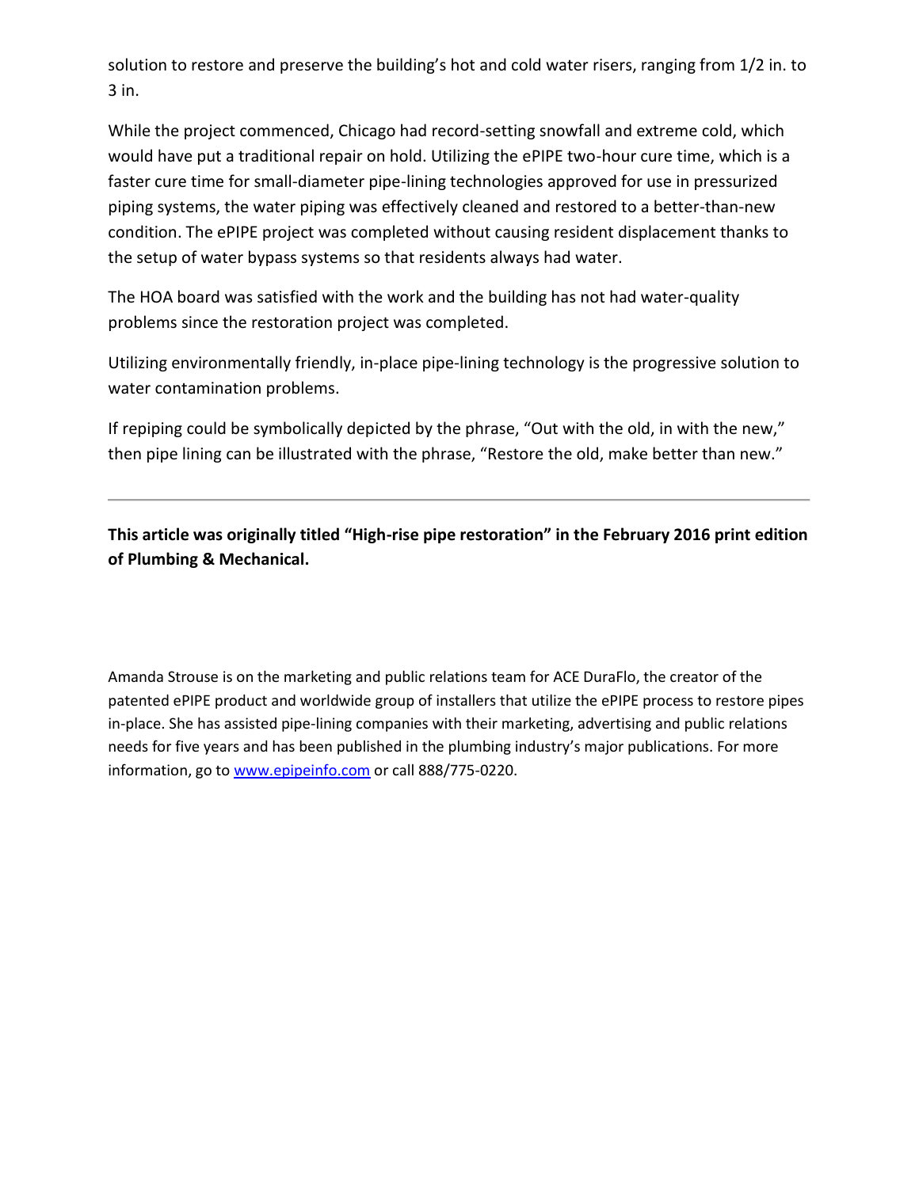solution to restore and preserve the building's hot and cold water risers, ranging from 1/2 in. to 3 in.

While the project commenced, Chicago had record-setting snowfall and extreme cold, which would have put a traditional repair on hold. Utilizing the ePIPE two-hour cure time, which is a faster cure time for small-diameter pipe-lining technologies approved for use in pressurized piping systems, the water piping was effectively cleaned and restored to a better-than-new condition. The ePIPE project was completed without causing resident displacement thanks to the setup of water bypass systems so that residents always had water.

The HOA board was satisfied with the work and the building has not had water-quality problems since the restoration project was completed.

Utilizing environmentally friendly, in-place pipe-lining technology is the progressive solution to water contamination problems.

If repiping could be symbolically depicted by the phrase, "Out with the old, in with the new," then pipe lining can be illustrated with the phrase, "Restore the old, make better than new."

---

**This article was originally titled "High-rise pipe restoration" in the February 2016 print edition of Plumbing & Mechanical.**

Amanda Strouse is on the marketing and public relations team for ACE DuraFlo, the creator of the patented ePIPE product and worldwide group of installers that utilize the ePIPE process to restore pipes in-place. She has assisted pipe-lining companies with their marketing, advertising and public relations needs for five years and has been published in the plumbing industry's major publications. For more information, go to [www.epipeinfo.com](http://www.epipeinfo.com) or call 888/775-0220.